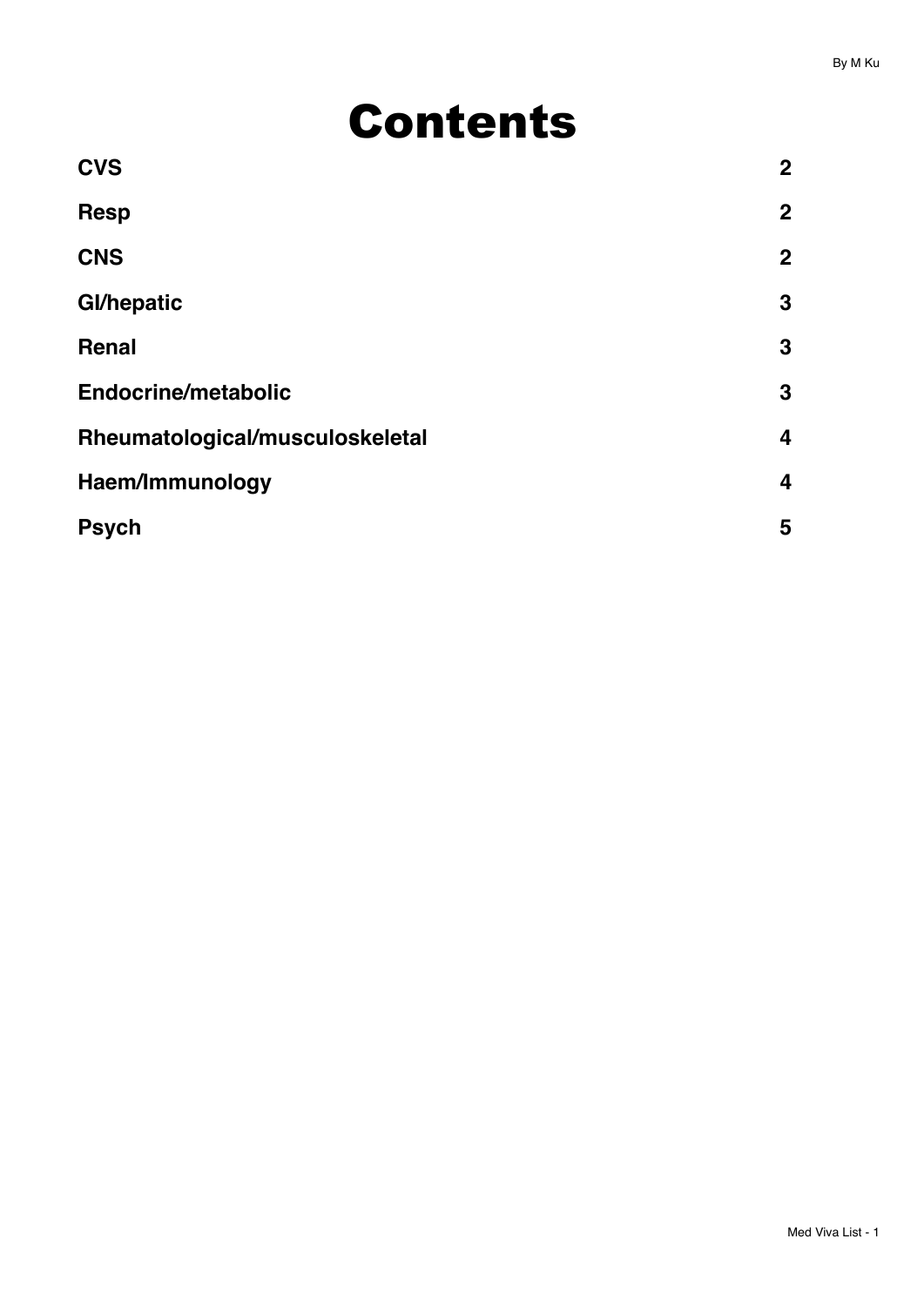# Contents

| | |
|---|---|
| **CVS** | **2** |
| **Resp** | **2** |
| **CNS** | **2** |
| **GI/hepatic** | **3** |
| **Renal** | **3** |
| **Endocrine/metabolic** | **3** |
| **Rheumatological/musculoskeletal** | **4** |
| **Haem/Immunology** | **4** |
| **Psych** | **5** |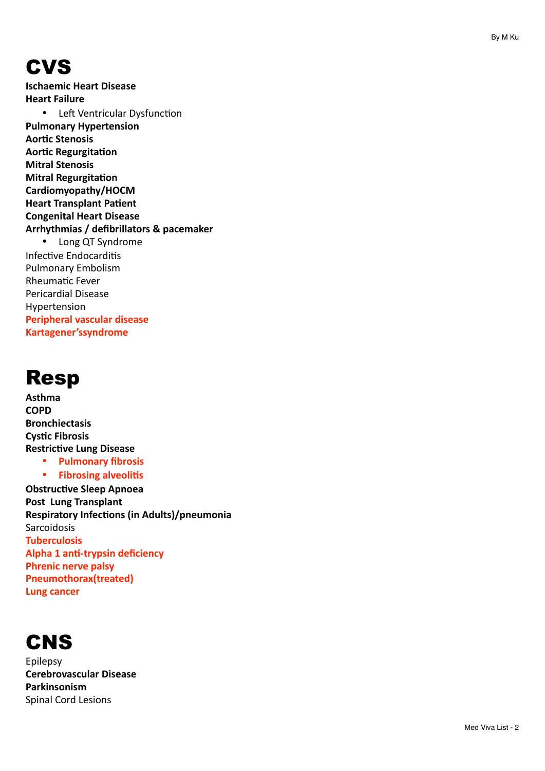# CVS

**Ischaemic Heart Disease**
**Heart Failure**

- Left Ventricular Dysfunction

**Pulmonary Hypertension**
**Aortic Stenosis**
**Aortic Regurgitation**
**Mitral Stenosis**
**Mitral Regurgitation**
**Cardiomyopathy/HOCM**
**Heart Transplant Patient**
**Congenital Heart Disease**
**Arrhythmias / defibrillators & pacemaker**

- Long QT Syndrome

Infective Endocarditis
Pulmonary Embolism
Rheumatic Fever
Pericardial Disease
Hypertension
**Peripheral vascular disease**
**Kartagener'ssyndrome**

# Resp

**Asthma**
**COPD**
**Bronchiectasis**
**Cystic Fibrosis**
**Restrictive Lung Disease**

- **Pulmonary fibrosis**
- **Fibrosing alveolitis**

**Obstructive Sleep Apnoea**
**Post Lung Transplant**
**Respiratory Infections (in Adults)/pneumonia**
Sarcoidosis
**Tuberculosis**
**Alpha 1 anti-trypsin deficiency**
**Phrenic nerve palsy**
**Pneumothorax(treated)**
**Lung cancer**

# CNS

Epilepsy
**Cerebrovascular Disease**
**Parkinsonism**
Spinal Cord Lesions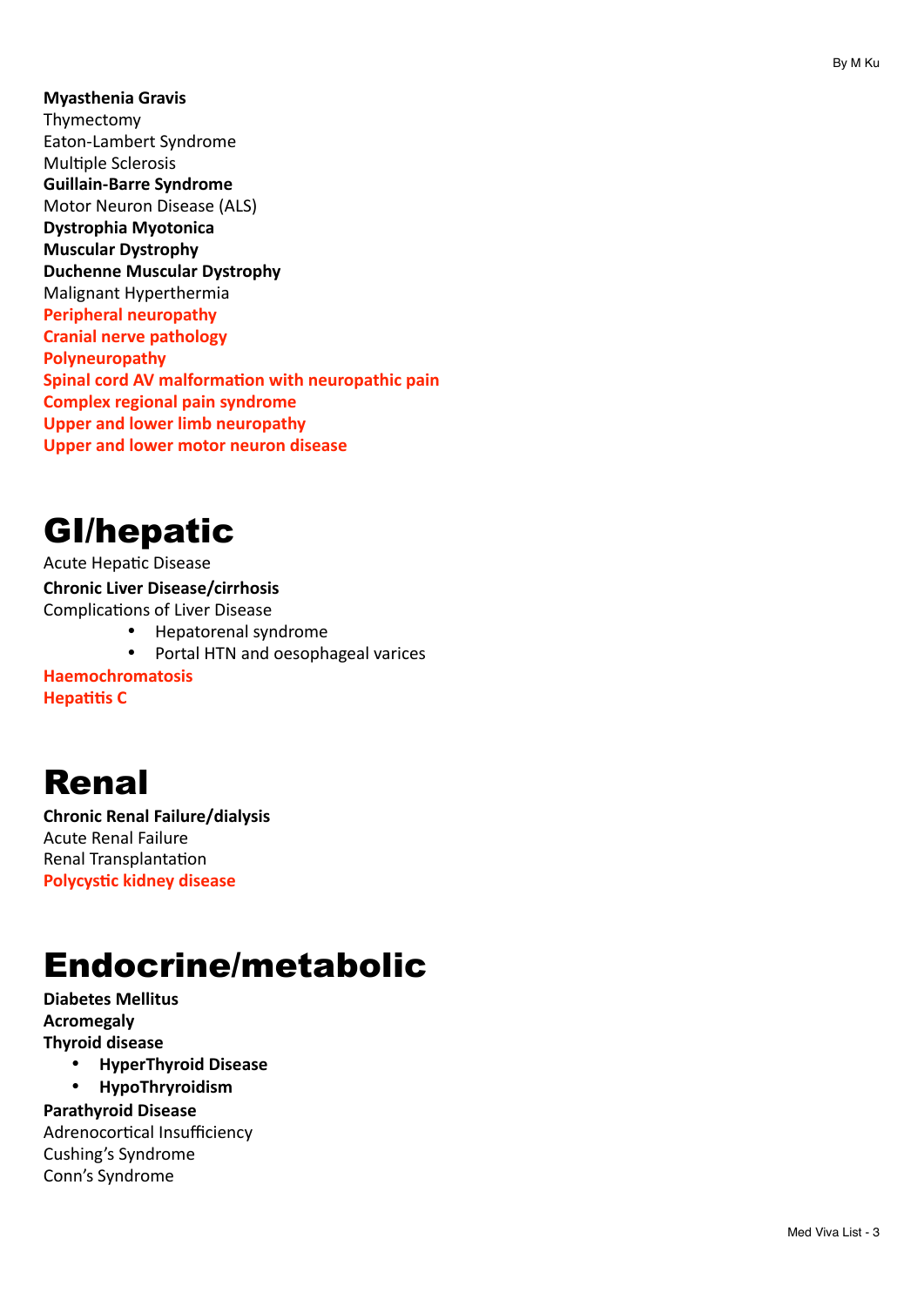**Myasthenia Gravis**
Thymectomy
Eaton-Lambert Syndrome
Multiple Sclerosis
**Guillain-Barre Syndrome**
Motor Neuron Disease (ALS)
**Dystrophia Myotonica**
**Muscular Dystrophy**
**Duchenne Muscular Dystrophy**
Malignant Hyperthermia
**Peripheral neuropathy**
**Cranial nerve pathology**
**Polyneuropathy**
**Spinal cord AV malformation with neuropathic pain**
**Complex regional pain syndrome**
**Upper and lower limb neuropathy**
**Upper and lower motor neuron disease**

# GI/hepatic

Acute Hepatic Disease
**Chronic Liver Disease/cirrhosis**
Complications of Liver Disease

- Hepatorenal syndrome
- Portal HTN and oesophageal varices

**Haemochromatosis**
**Hepatitis C**

# Renal

**Chronic Renal Failure/dialysis**
Acute Renal Failure
Renal Transplantation
**Polycystic kidney disease**

# Endocrine/metabolic

**Diabetes Mellitus**
**Acromegaly**
**Thyroid disease**

- **HyperThyroid Disease**
- **HypoThryroidism**

**Parathyroid Disease**
Adrenocortical Insufficiency
Cushing's Syndrome
Conn's Syndrome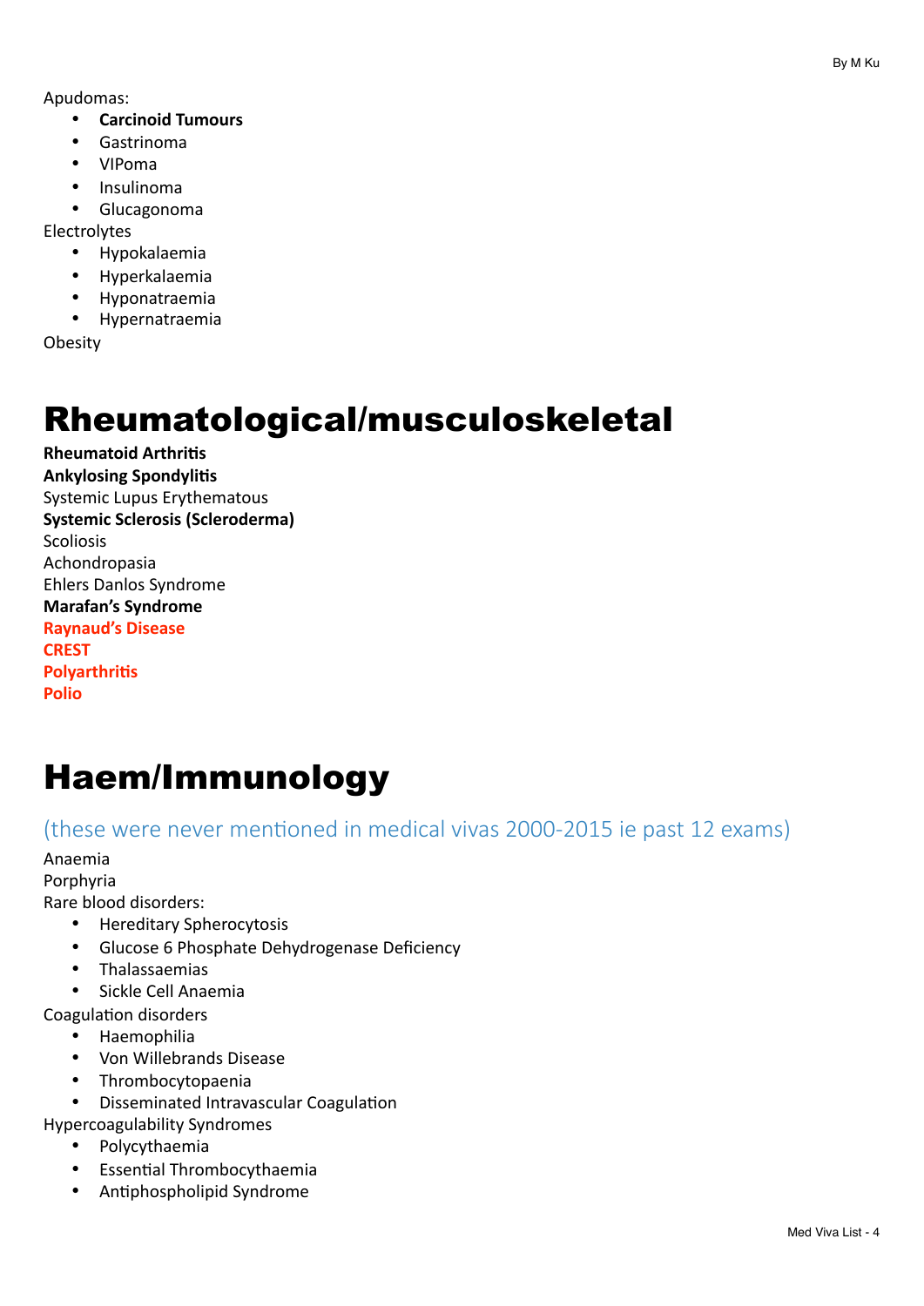Apudomas:

- **Carcinoid Tumours**
- Gastrinoma
- VIPoma
- Insulinoma
- Glucagonoma

Electrolytes

- Hypokalaemia
- Hyperkalaemia
- Hyponatraemia
- Hypernatraemia

Obesity

# Rheumatological/musculoskeletal

**Rheumatoid Arthritis**
**Ankylosing Spondylitis**
Systemic Lupus Erythematous
**Systemic Sclerosis (Scleroderma)**
Scoliosis
Achondropasia
Ehlers Danlos Syndrome
**Marafan's Syndrome**
**Raynaud's Disease**
**CREST**
**Polyarthritis**
**Polio**

# Haem/Immunology

(these were never mentioned in medical vivas 2000-2015 ie past 12 exams)

Anaemia
Porphyria
Rare blood disorders:

- Hereditary Spherocytosis
- Glucose 6 Phosphate Dehydrogenase Deficiency
- Thalassaemias
- Sickle Cell Anaemia

Coagulation disorders

- Haemophilia
- Von Willebrands Disease
- Thrombocytopaenia
- Disseminated Intravascular Coagulation

Hypercoagulability Syndromes

- Polycythaemia
- Essential Thrombocythaemia
- Antiphospholipid Syndrome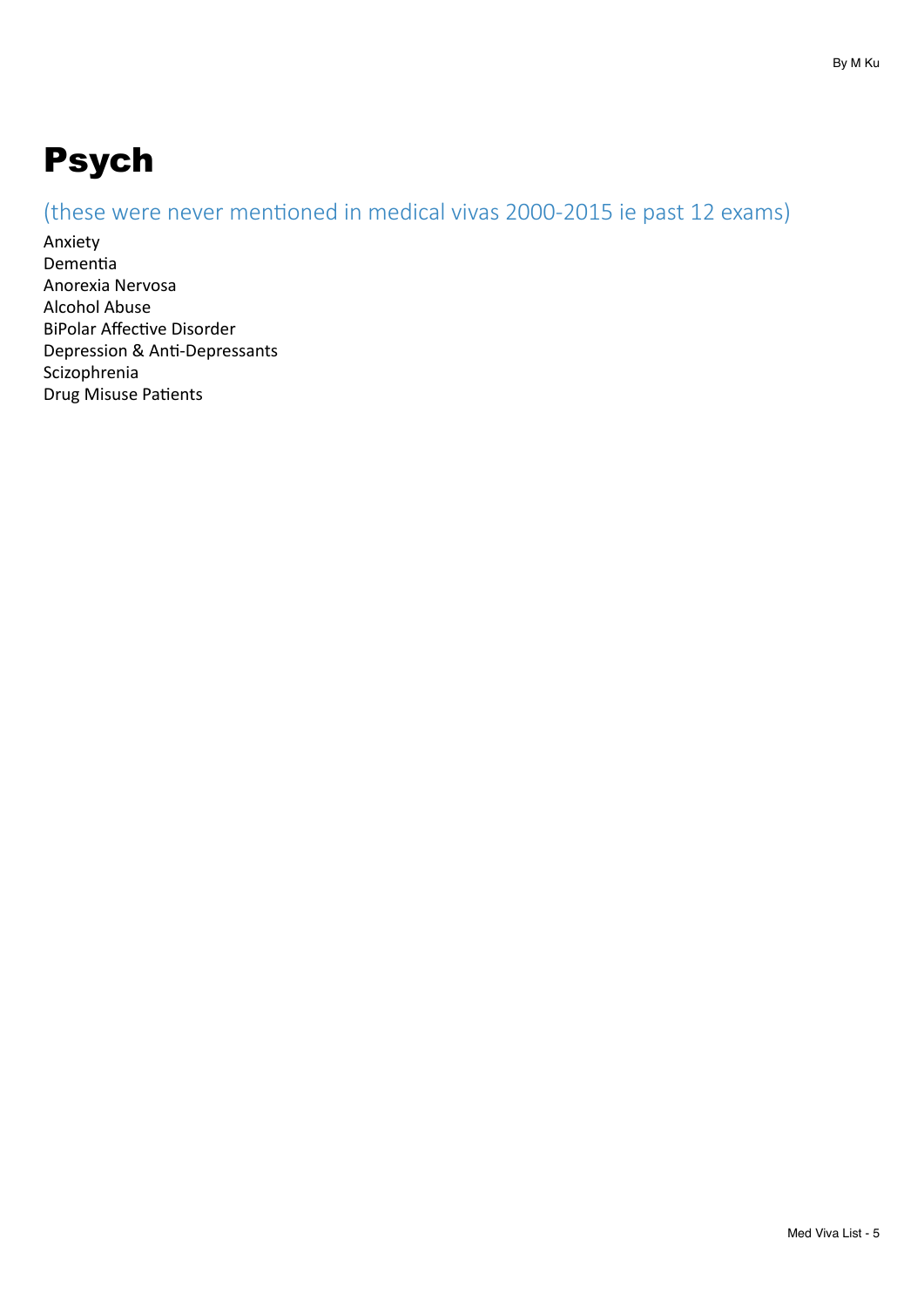# Psych

(these were never mentioned in medical vivas 2000-2015 ie past 12 exams)

Anxiety
Dementia
Anorexia Nervosa
Alcohol Abuse
BiPolar Affective Disorder
Depression & Anti-Depressants
Scizophrenia
Drug Misuse Patients